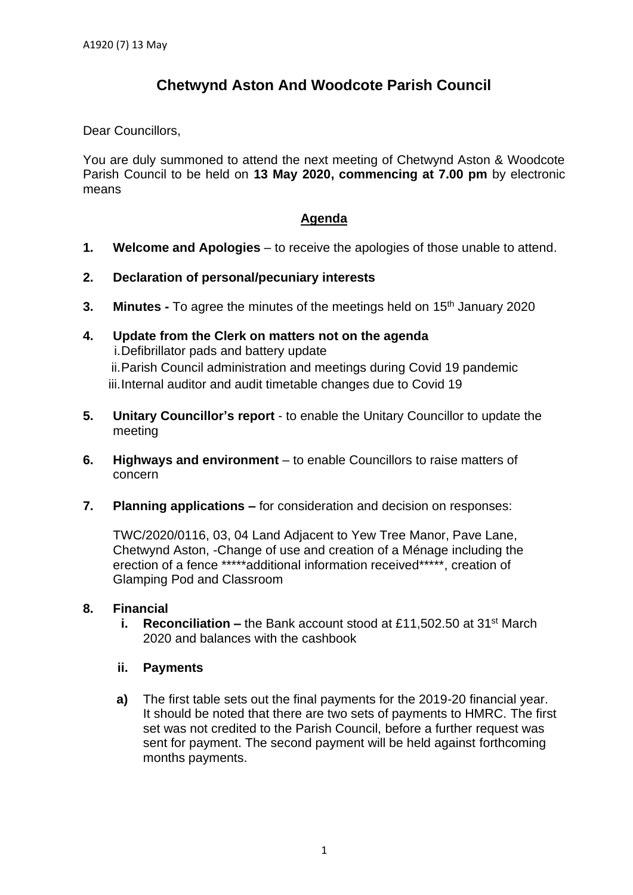A1920 (7) 13 May

# Chetwynd Aston And Woodcote Parish Council

Dear Councillors,

You are duly summoned to attend the next meeting of Chetwynd Aston & Woodcote Parish Council to be held on **13 May 2020, commencing at 7.00 pm** by electronic means

## Agenda

1. **Welcome and Apologies** – to receive the apologies of those unable to attend.
2. **Declaration of personal/pecuniary interests**
3. **Minutes -** To agree the minutes of the meetings held on 15th January 2020
4. **Update from the Clerk on matters not on the agenda**
   i. Defibrillator pads and battery update
   ii. Parish Council administration and meetings during Covid 19 pandemic
   iii. Internal auditor and audit timetable changes due to Covid 19
5. **Unitary Councillor's report** - to enable the Unitary Councillor to update the meeting
6. **Highways and environment** – to enable Councillors to raise matters of concern
7. **Planning applications –** for consideration and decision on responses:

   TWC/2020/0116, 03, 04 Land Adjacent to Yew Tree Manor, Pave Lane, Chetwynd Aston, -Change of use and creation of a Ménage including the erection of a fence *****additional information received*****, creation of Glamping Pod and Classroom

8. **Financial**
   i. **Reconciliation –** the Bank account stood at £11,502.50 at 31st March 2020 and balances with the cashbook

   ii. **Payments**

   a) The first table sets out the final payments for the 2019-20 financial year. It should be noted that there are two sets of payments to HMRC. The first set was not credited to the Parish Council, before a further request was sent for payment. The second payment will be held against forthcoming months payments.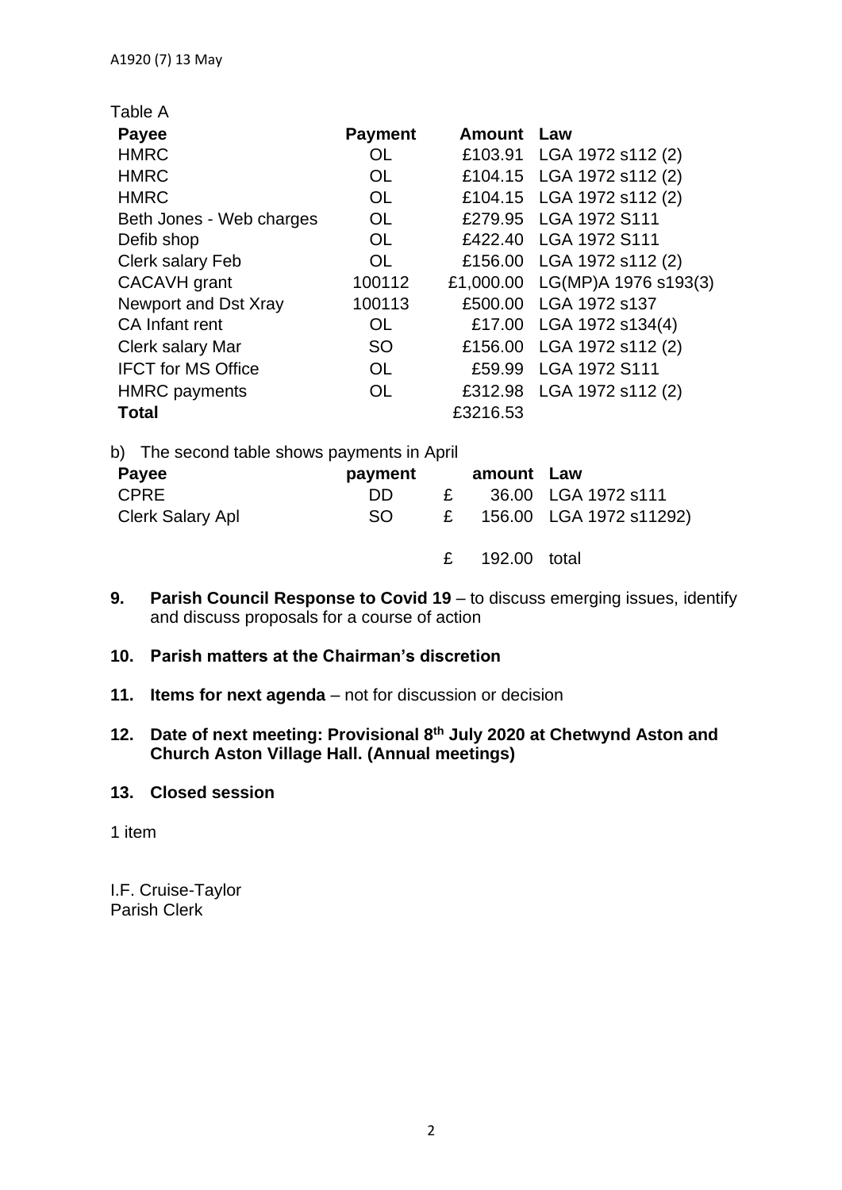Table A

| Payee | Payment | Amount | Law |
|---|---|---|---|
| HMRC | OL | £103.91 | LGA 1972 s112 (2) |
| HMRC | OL | £104.15 | LGA 1972 s112 (2) |
| HMRC | OL | £104.15 | LGA 1972 s112 (2) |
| Beth Jones - Web charges | OL | £279.95 | LGA 1972 S111 |
| Defib shop | OL | £422.40 | LGA 1972 S111 |
| Clerk salary Feb | OL | £156.00 | LGA 1972 s112 (2) |
| CACAVH grant | 100112 | £1,000.00 | LG(MP)A 1976 s193(3) |
| Newport and Dst Xray | 100113 | £500.00 | LGA 1972 s137 |
| CA Infant rent | OL | £17.00 | LGA 1972 s134(4) |
| Clerk salary Mar | SO | £156.00 | LGA 1972 s112 (2) |
| IFCT for MS Office | OL | £59.99 | LGA 1972 S111 |
| HMRC payments | OL | £312.98 | LGA 1972 s112 (2) |
| **Total** | | £3216.53 | |

b) The second table shows payments in April

| Payee | payment | | amount | Law |
|---|---|---|---|---|
| CPRE | DD | £ | 36.00 | LGA 1972 s111 |
| Clerk Salary Apl | SO | £ | 156.00 | LGA 1972 s11292) |
| | | £ | 192.00 | total |

**9. Parish Council Response to Covid 19** – to discuss emerging issues, identify and discuss proposals for a course of action

**10. Parish matters at the Chairman's discretion**

**11. Items for next agenda** – not for discussion or decision

**12. Date of next meeting: Provisional 8th July 2020 at Chetwynd Aston and Church Aston Village Hall. (Annual meetings)**

**13. Closed session**

1 item

I.F. Cruise-Taylor
Parish Clerk